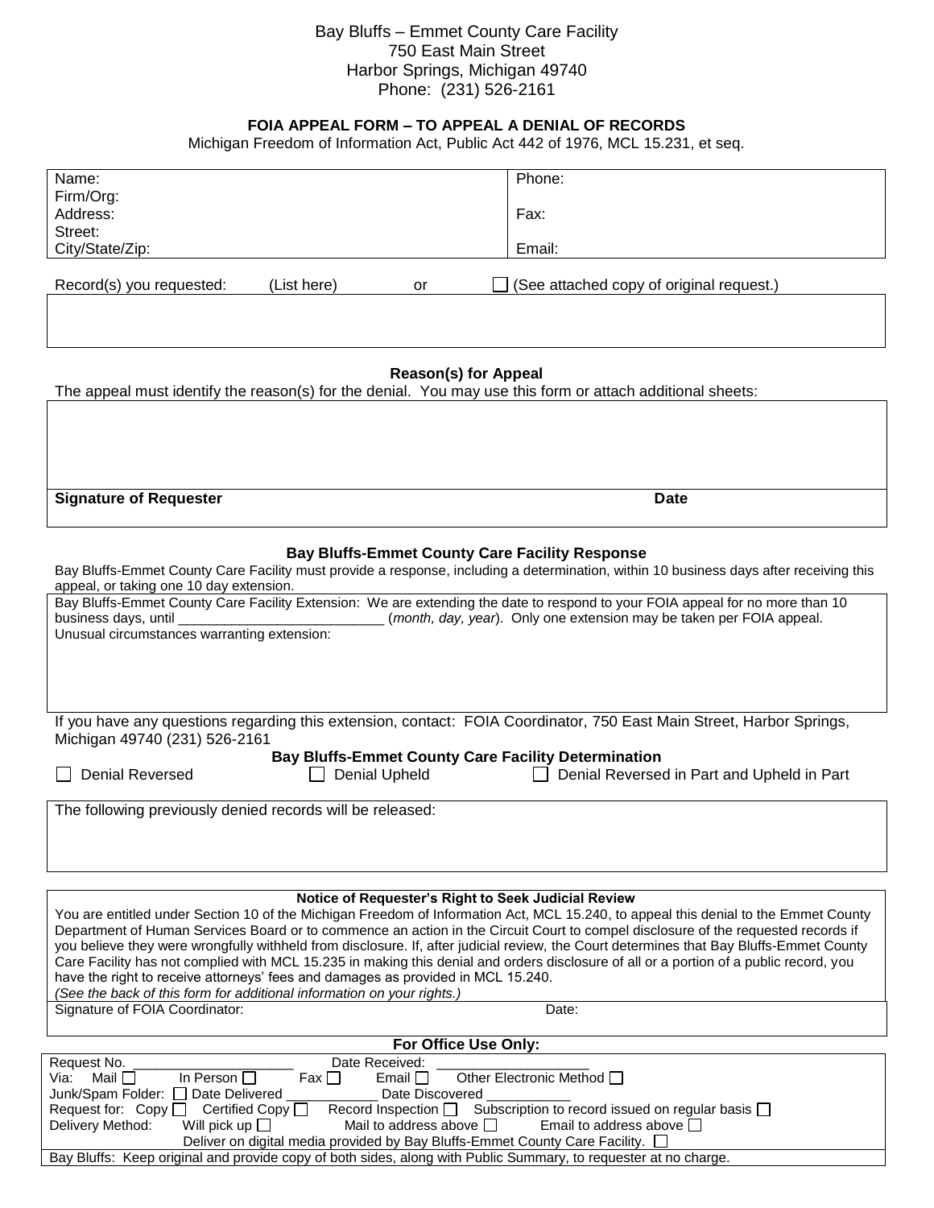Bay Bluffs – Emmet County Care Facility
750 East Main Street
Harbor Springs, Michigan 49740
Phone: (231) 526-2161

## FOIA APPEAL FORM – TO APPEAL A DENIAL OF RECORDS

Michigan Freedom of Information Act, Public Act 442 of 1976, MCL 15.231, et seq.

| | |
|---|---|
| Name:<br>Firm/Org:<br>Address:<br>Street:<br>City/State/Zip: | Phone:<br><br>Fax:<br><br>Email: |

Record(s) you requested: (List here) or ☐ (See attached copy of original request.)

### Reason(s) for Appeal

The appeal must identify the reason(s) for the denial. You may use this form or attach additional sheets:

**Signature of Requester** **Date**

### Bay Bluffs-Emmet County Care Facility Response

Bay Bluffs-Emmet County Care Facility must provide a response, including a determination, within 10 business days after receiving this appeal, or taking one 10 day extension.

Bay Bluffs-Emmet County Care Facility Extension: We are extending the date to respond to your FOIA appeal for no more than 10 business days, until ___________________________ (*month, day, year*). Only one extension may be taken per FOIA appeal.
Unusual circumstances warranting extension:

If you have any questions regarding this extension, contact: FOIA Coordinator, 750 East Main Street, Harbor Springs, Michigan 49740 (231) 526-2161

### Bay Bluffs-Emmet County Care Facility Determination

☐ Denial Reversed ☐ Denial Upheld ☐ Denial Reversed in Part and Upheld in Part

The following previously denied records will be released:

**Notice of Requester's Right to Seek Judicial Review**

You are entitled under Section 10 of the Michigan Freedom of Information Act, MCL 15.240, to appeal this denial to the Emmet County Department of Human Services Board or to commence an action in the Circuit Court to compel disclosure of the requested records if you believe they were wrongfully withheld from disclosure. If, after judicial review, the Court determines that Bay Bluffs-Emmet County Care Facility has not complied with MCL 15.235 in making this denial and orders disclosure of all or a portion of a public record, you have the right to receive attorneys' fees and damages as provided in MCL 15.240.
*(See the back of this form for additional information on your rights.)*

Signature of FOIA Coordinator: Date:

### For Office Use Only:

Request No. _____________________ Date Received: ____________________
Via: Mail ☐ In Person ☐ Fax ☐ Email ☐ Other Electronic Method ☐
Junk/Spam Folder: ☐ Date Delivered ____________ Date Discovered ___________
Request for: Copy ☐ Certified Copy ☐ Record Inspection ☐ Subscription to record issued on regular basis ☐
Delivery Method: Will pick up ☐ Mail to address above ☐ Email to address above ☐
Deliver on digital media provided by Bay Bluffs-Emmet County Care Facility. ☐

Bay Bluffs: Keep original and provide copy of both sides, along with Public Summary, to requester at no charge.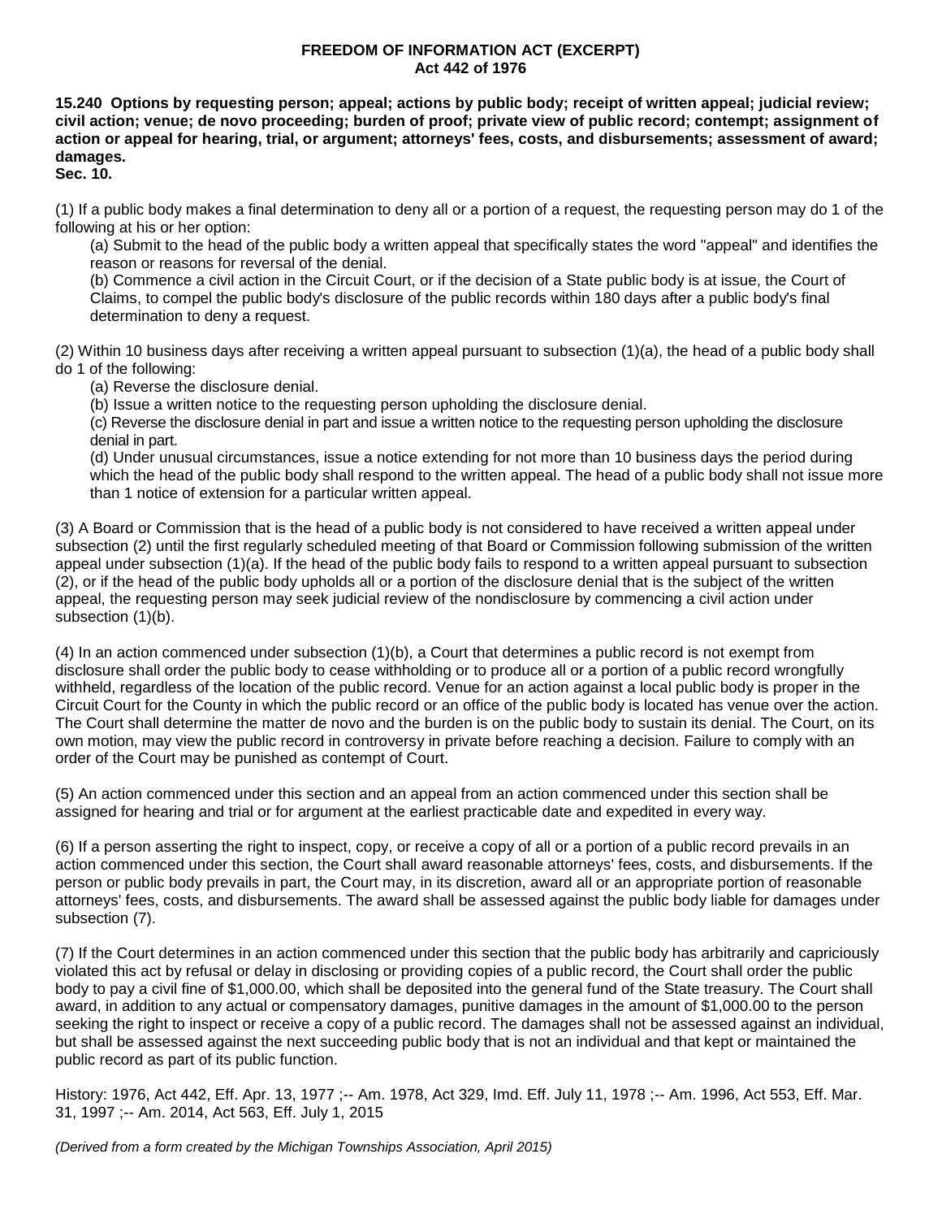# FREEDOM OF INFORMATION ACT (EXCERPT)
## Act 442 of 1976

**15.240 Options by requesting person; appeal; actions by public body; receipt of written appeal; judicial review; civil action; venue; de novo proceeding; burden of proof; private view of public record; contempt; assignment of action or appeal for hearing, trial, or argument; attorneys' fees, costs, and disbursements; assessment of award; damages.**
**Sec. 10.**

(1) If a public body makes a final determination to deny all or a portion of a request, the requesting person may do 1 of the following at his or her option:

(a) Submit to the head of the public body a written appeal that specifically states the word "appeal" and identifies the reason or reasons for reversal of the denial.

(b) Commence a civil action in the Circuit Court, or if the decision of a State public body is at issue, the Court of Claims, to compel the public body's disclosure of the public records within 180 days after a public body's final determination to deny a request.

(2) Within 10 business days after receiving a written appeal pursuant to subsection (1)(a), the head of a public body shall do 1 of the following:

(a) Reverse the disclosure denial.

(b) Issue a written notice to the requesting person upholding the disclosure denial.

(c) Reverse the disclosure denial in part and issue a written notice to the requesting person upholding the disclosure denial in part.

(d) Under unusual circumstances, issue a notice extending for not more than 10 business days the period during which the head of the public body shall respond to the written appeal. The head of a public body shall not issue more than 1 notice of extension for a particular written appeal.

(3) A Board or Commission that is the head of a public body is not considered to have received a written appeal under subsection (2) until the first regularly scheduled meeting of that Board or Commission following submission of the written appeal under subsection (1)(a). If the head of the public body fails to respond to a written appeal pursuant to subsection (2), or if the head of the public body upholds all or a portion of the disclosure denial that is the subject of the written appeal, the requesting person may seek judicial review of the nondisclosure by commencing a civil action under subsection (1)(b).

(4) In an action commenced under subsection (1)(b), a Court that determines a public record is not exempt from disclosure shall order the public body to cease withholding or to produce all or a portion of a public record wrongfully withheld, regardless of the location of the public record. Venue for an action against a local public body is proper in the Circuit Court for the County in which the public record or an office of the public body is located has venue over the action. The Court shall determine the matter de novo and the burden is on the public body to sustain its denial. The Court, on its own motion, may view the public record in controversy in private before reaching a decision. Failure to comply with an order of the Court may be punished as contempt of Court.

(5) An action commenced under this section and an appeal from an action commenced under this section shall be assigned for hearing and trial or for argument at the earliest practicable date and expedited in every way.

(6) If a person asserting the right to inspect, copy, or receive a copy of all or a portion of a public record prevails in an action commenced under this section, the Court shall award reasonable attorneys' fees, costs, and disbursements. If the person or public body prevails in part, the Court may, in its discretion, award all or an appropriate portion of reasonable attorneys' fees, costs, and disbursements. The award shall be assessed against the public body liable for damages under subsection (7).

(7) If the Court determines in an action commenced under this section that the public body has arbitrarily and capriciously violated this act by refusal or delay in disclosing or providing copies of a public record, the Court shall order the public body to pay a civil fine of $1,000.00, which shall be deposited into the general fund of the State treasury. The Court shall award, in addition to any actual or compensatory damages, punitive damages in the amount of $1,000.00 to the person seeking the right to inspect or receive a copy of a public record. The damages shall not be assessed against an individual, but shall be assessed against the next succeeding public body that is not an individual and that kept or maintained the public record as part of its public function.

History: 1976, Act 442, Eff. Apr. 13, 1977 ;-- Am. 1978, Act 329, Imd. Eff. July 11, 1978 ;-- Am. 1996, Act 553, Eff. Mar. 31, 1997 ;-- Am. 2014, Act 563, Eff. July 1, 2015

*(Derived from a form created by the Michigan Townships Association, April 2015)*